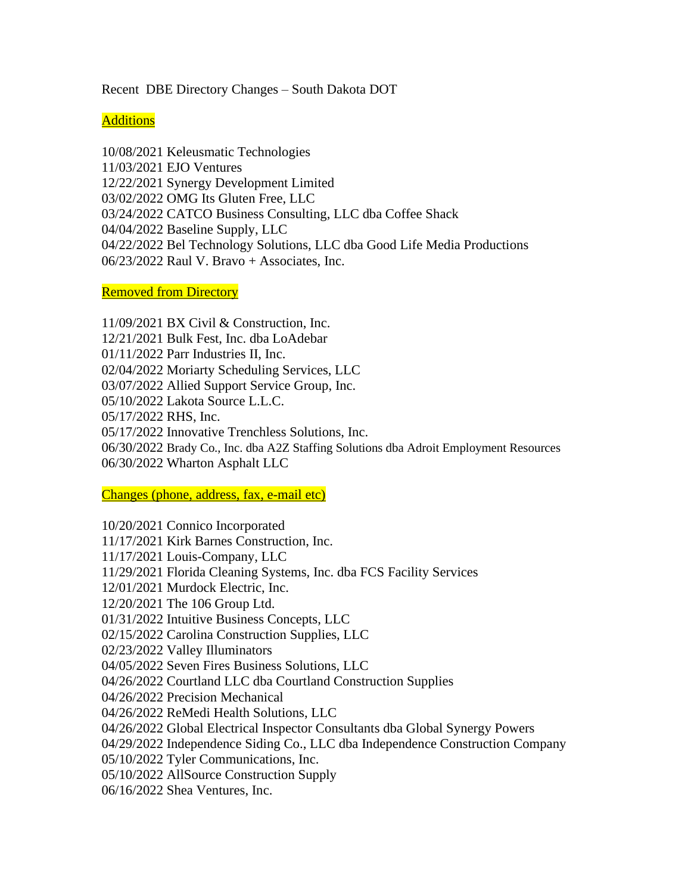# Recent DBE Directory Changes – South Dakota DOT

## Additions

10/08/2021 Keleusmatic Technologies
11/03/2021 EJO Ventures
12/22/2021 Synergy Development Limited
03/02/2022 OMG Its Gluten Free, LLC
03/24/2022 CATCO Business Consulting, LLC dba Coffee Shack
04/04/2022 Baseline Supply, LLC
04/22/2022 Bel Technology Solutions, LLC dba Good Life Media Productions
06/23/2022 Raul V. Bravo + Associates, Inc.

## Removed from Directory

11/09/2021 BX Civil & Construction, Inc.
12/21/2021 Bulk Fest, Inc. dba LoAdebar
01/11/2022 Parr Industries II, Inc.
02/04/2022 Moriarty Scheduling Services, LLC
03/07/2022 Allied Support Service Group, Inc.
05/10/2022 Lakota Source L.L.C.
05/17/2022 RHS, Inc.
05/17/2022 Innovative Trenchless Solutions, Inc.
06/30/2022 Brady Co., Inc. dba A2Z Staffing Solutions dba Adroit Employment Resources
06/30/2022 Wharton Asphalt LLC

## Changes (phone, address, fax, e-mail etc)

10/20/2021 Connico Incorporated
11/17/2021 Kirk Barnes Construction, Inc.
11/17/2021 Louis-Company, LLC
11/29/2021 Florida Cleaning Systems, Inc. dba FCS Facility Services
12/01/2021 Murdock Electric, Inc.
12/20/2021 The 106 Group Ltd.
01/31/2022 Intuitive Business Concepts, LLC
02/15/2022 Carolina Construction Supplies, LLC
02/23/2022 Valley Illuminators
04/05/2022 Seven Fires Business Solutions, LLC
04/26/2022 Courtland LLC dba Courtland Construction Supplies
04/26/2022 Precision Mechanical
04/26/2022 ReMedi Health Solutions, LLC
04/26/2022 Global Electrical Inspector Consultants dba Global Synergy Powers
04/29/2022 Independence Siding Co., LLC dba Independence Construction Company
05/10/2022 Tyler Communications, Inc.
05/10/2022 AllSource Construction Supply
06/16/2022 Shea Ventures, Inc.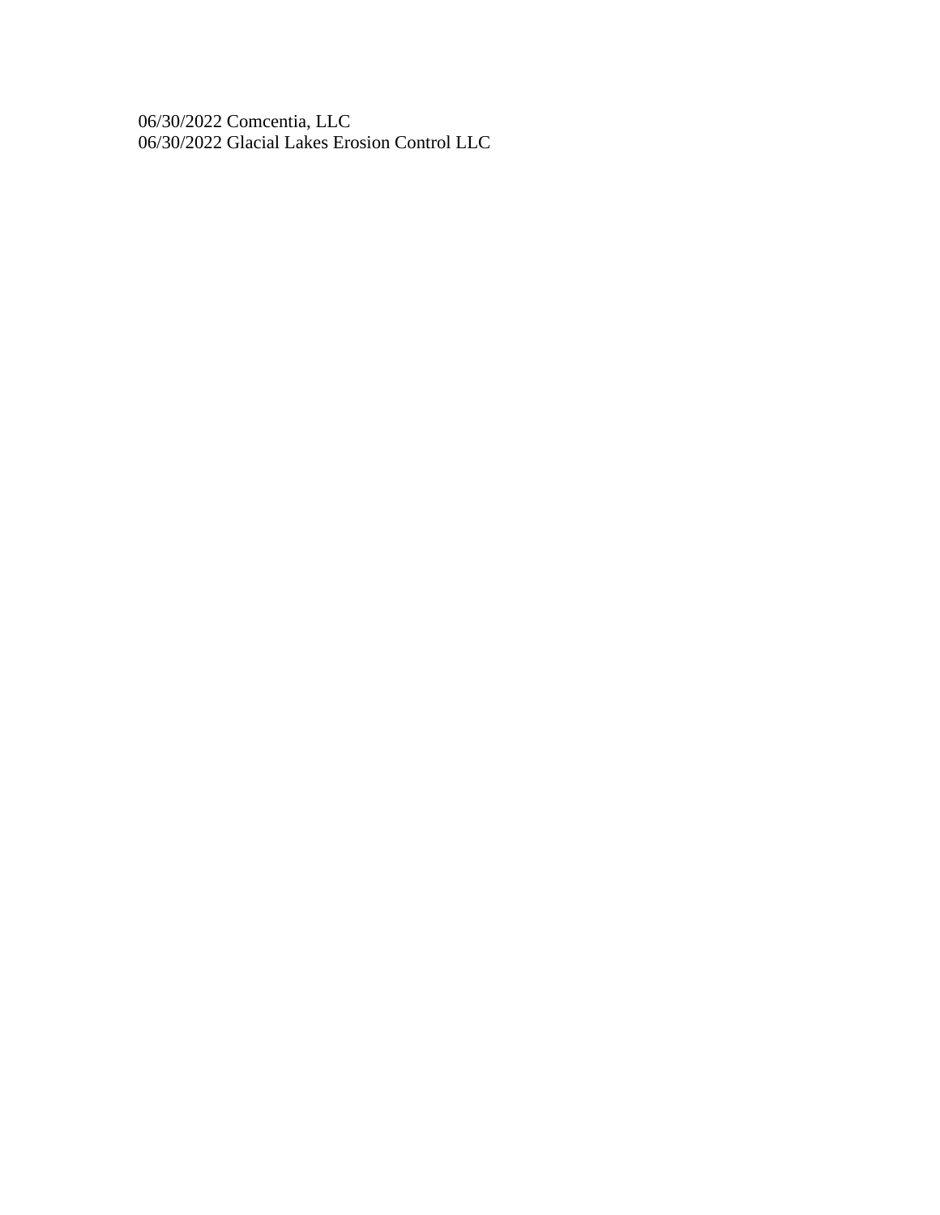06/30/2022 Comcentia, LLC
06/30/2022 Glacial Lakes Erosion Control LLC